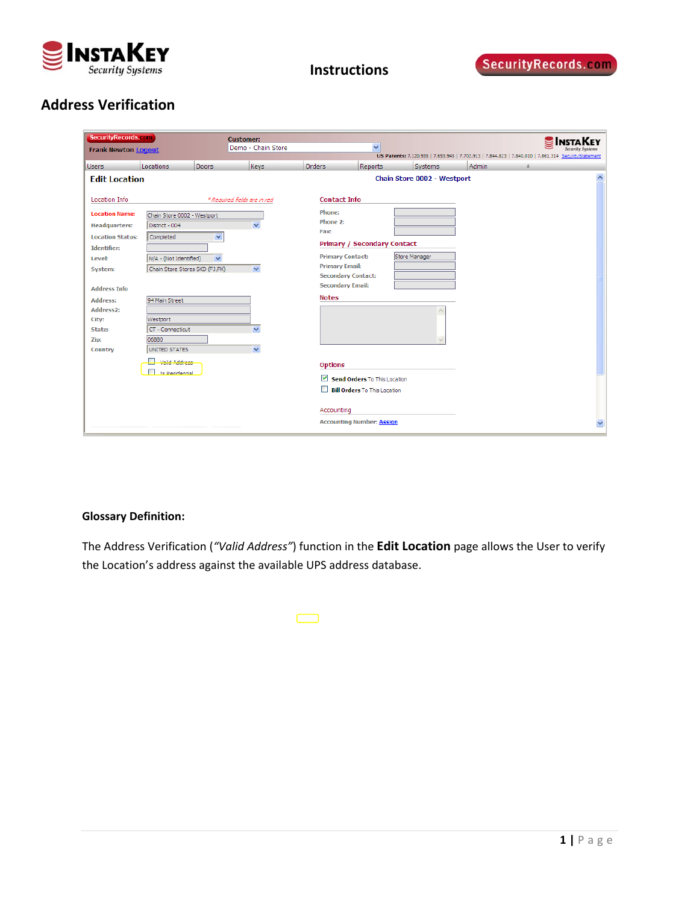# Address Verification

## Glossary Definition:

The Address Verification (*"Valid Address"*) function in the **Edit Location** page allows the User to verify the Location's address against the available UPS address database.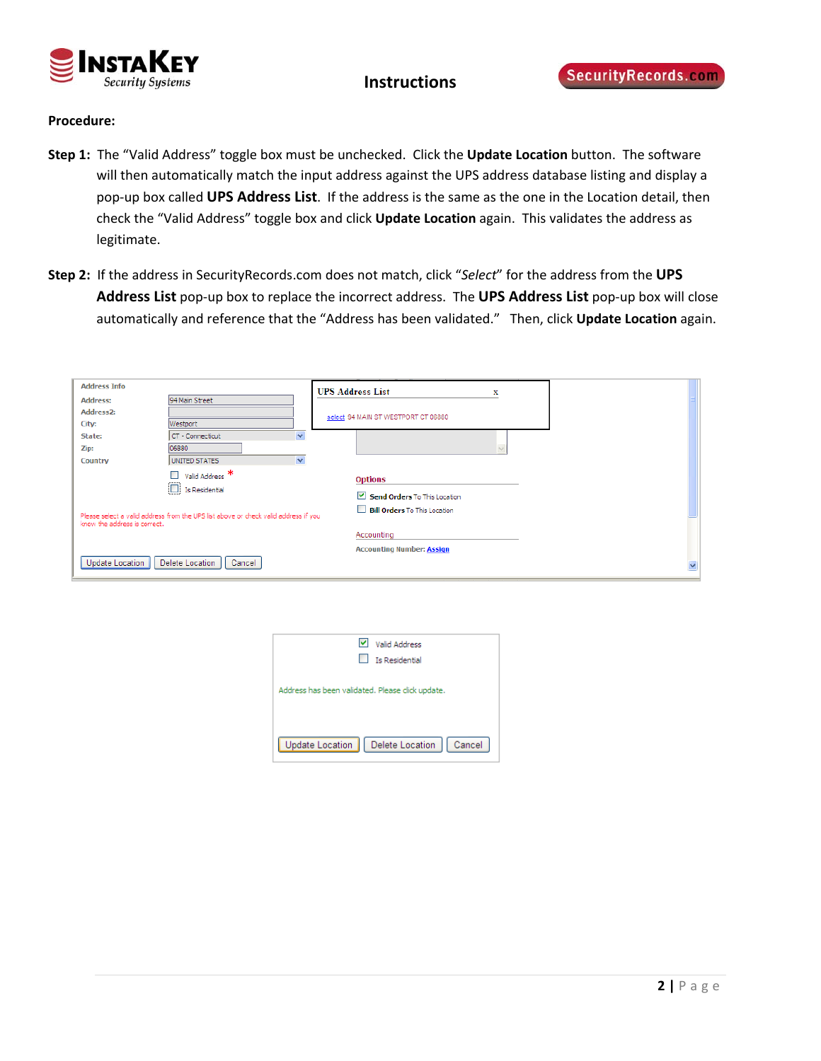**Procedure:**

**Step 1:** The "Valid Address" toggle box must be unchecked. Click the **Update Location** button. The software will then automatically match the input address against the UPS address database listing and display a pop-up box called **UPS Address List**. If the address is the same as the one in the Location detail, then check the "Valid Address" toggle box and click **Update Location** again. This validates the address as legitimate.

**Step 2:** If the address in SecurityRecords.com does not match, click "*Select*" for the address from the **UPS Address List** pop-up box to replace the incorrect address. The **UPS Address List** pop-up box will close automatically and reference that the "Address has been validated." Then, click **Update Location** again.

Address Info

Address: 94 Main Street
Address2:
City: Westport
State: CT - Connecticut
Zip: 06880
Country: UNITED STATES

Valid Address *
Is Residential

Please select a valid address from the UPS list above or check valid address if you know the address is correct.

UPS Address List x

select 94 MAIN ST WESTPORT CT 06880

Options

Send Orders To This Location
Bill Orders To This Location

Accounting

Accounting Number: Assign

Update Location | Delete Location | Cancel

Valid Address
Is Residential

Address has been validated. Please click update.

Update Location | Delete Location | Cancel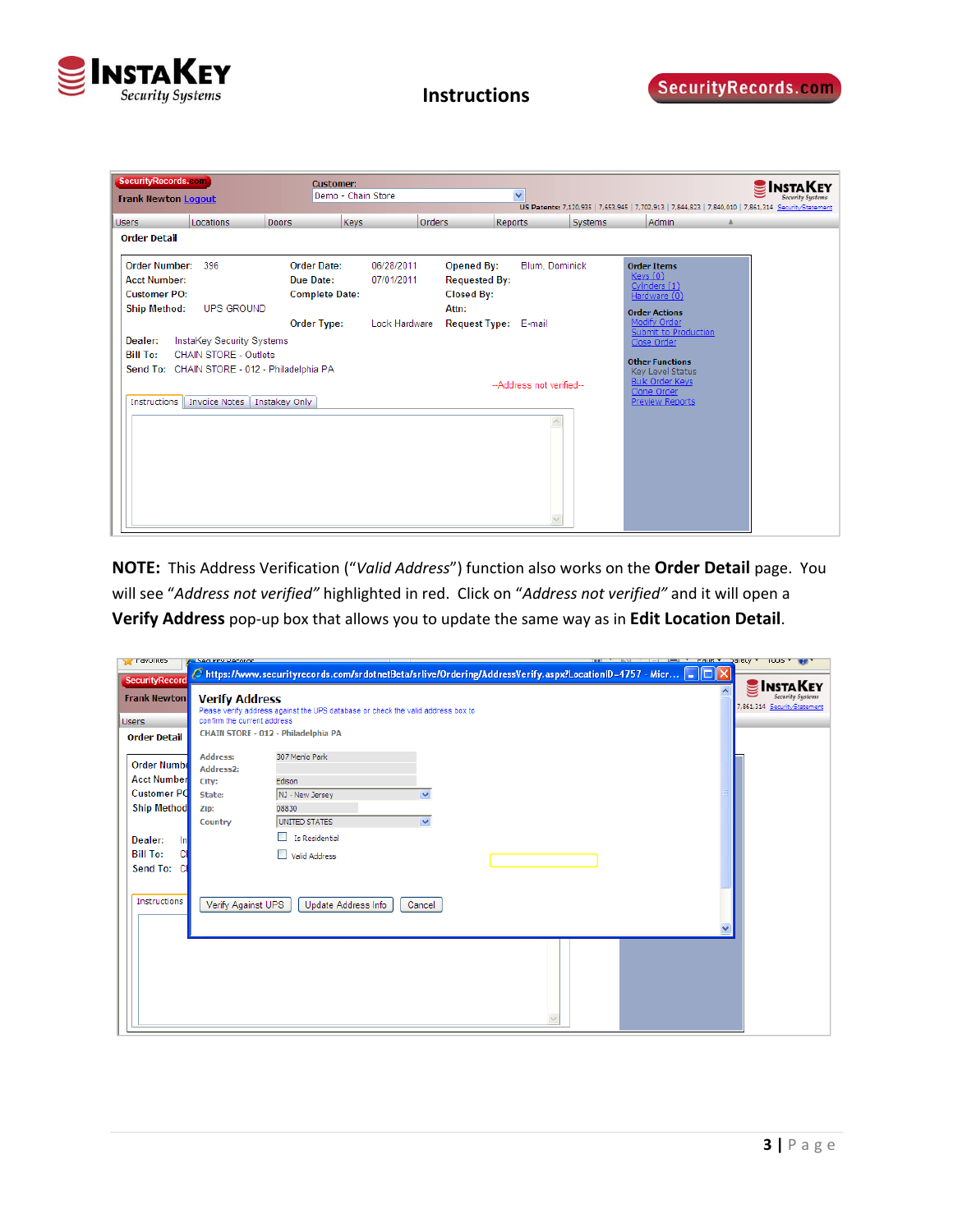**NOTE:** This Address Verification ("*Valid Address*") function also works on the **Order Detail** page. You will see "*Address not verified*" highlighted in red. Click on "*Address not verified"* and it will open a **Verify Address** pop-up box that allows you to update the same way as in **Edit Location Detail**.